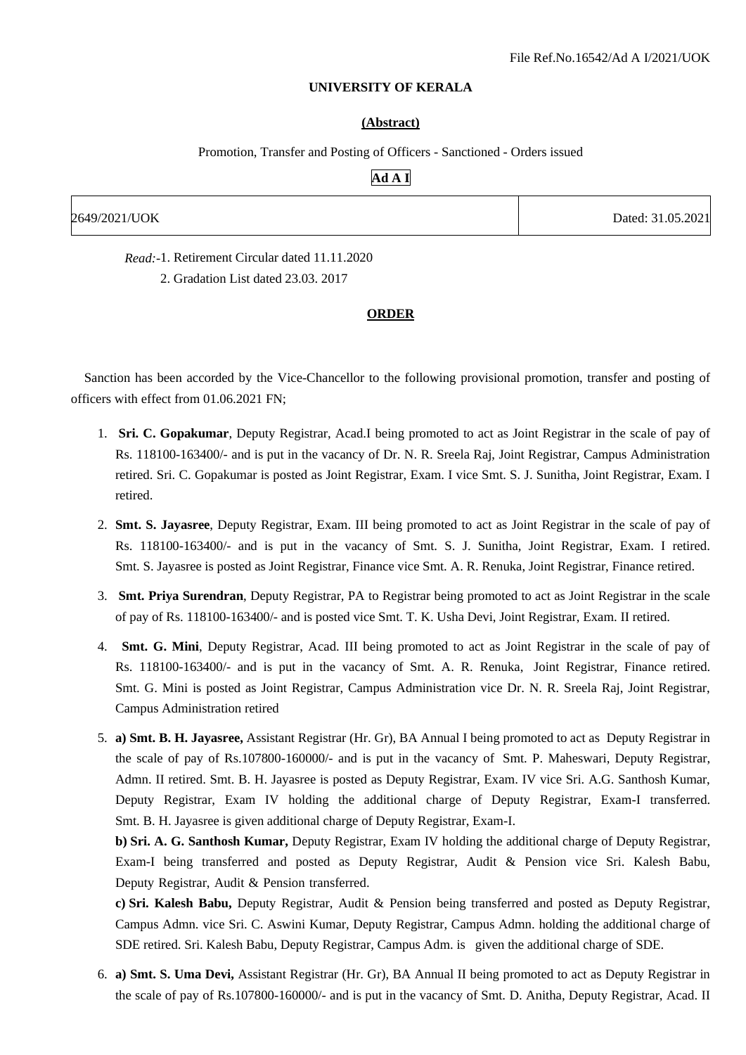File Ref.No.16542/Ad A I/2021/UOK

**UNIVERSITY OF KERALA**

**(Abstract)**

Promotion, Transfer and Posting of Officers - Sanctioned - Orders issued

**Ad A I**

| 2649/2021/UOK | Dated: 31.05.2021 |
|---|---|

*Read:*-1. Retirement Circular dated 11.11.2020

2. Gradation List dated 23.03. 2017

**ORDER**

Sanction has been accorded by the Vice-Chancellor to the following provisional promotion, transfer and posting of officers with effect from 01.06.2021 FN;

1. **Sri. C. Gopakumar**, Deputy Registrar, Acad.I being promoted to act as Joint Registrar in the scale of pay of Rs. 118100-163400/- and is put in the vacancy of Dr. N. R. Sreela Raj, Joint Registrar, Campus Administration retired. Sri. C. Gopakumar is posted as Joint Registrar, Exam. I vice Smt. S. J. Sunitha, Joint Registrar, Exam. I retired.

2. **Smt. S. Jayasree**, Deputy Registrar, Exam. III being promoted to act as Joint Registrar in the scale of pay of Rs. 118100-163400/- and is put in the vacancy of Smt. S. J. Sunitha, Joint Registrar, Exam. I retired. Smt. S. Jayasree is posted as Joint Registrar, Finance vice Smt. A. R. Renuka, Joint Registrar, Finance retired.

3. **Smt. Priya Surendran**, Deputy Registrar, PA to Registrar being promoted to act as Joint Registrar in the scale of pay of Rs. 118100-163400/- and is posted vice Smt. T. K. Usha Devi, Joint Registrar, Exam. II retired.

4. **Smt. G. Mini**, Deputy Registrar, Acad. III being promoted to act as Joint Registrar in the scale of pay of Rs. 118100-163400/- and is put in the vacancy of Smt. A. R. Renuka, Joint Registrar, Finance retired. Smt. G. Mini is posted as Joint Registrar, Campus Administration vice Dr. N. R. Sreela Raj, Joint Registrar, Campus Administration retired

5. **a) Smt. B. H. Jayasree,** Assistant Registrar (Hr. Gr), BA Annual I being promoted to act as Deputy Registrar in the scale of pay of Rs.107800-160000/- and is put in the vacancy of Smt. P. Maheswari, Deputy Registrar, Admn. II retired. Smt. B. H. Jayasree is posted as Deputy Registrar, Exam. IV vice Sri. A.G. Santhosh Kumar, Deputy Registrar, Exam IV holding the additional charge of Deputy Registrar, Exam-I transferred. Smt. B. H. Jayasree is given additional charge of Deputy Registrar, Exam-I.

   **b) Sri. A. G. Santhosh Kumar,** Deputy Registrar, Exam IV holding the additional charge of Deputy Registrar, Exam-I being transferred and posted as Deputy Registrar, Audit & Pension vice Sri. Kalesh Babu, Deputy Registrar, Audit & Pension transferred.

   **c) Sri. Kalesh Babu,** Deputy Registrar, Audit & Pension being transferred and posted as Deputy Registrar, Campus Admn. vice Sri. C. Aswini Kumar, Deputy Registrar, Campus Admn. holding the additional charge of SDE retired. Sri. Kalesh Babu, Deputy Registrar, Campus Adm. is given the additional charge of SDE.

6. **a) Smt. S. Uma Devi,** Assistant Registrar (Hr. Gr), BA Annual II being promoted to act as Deputy Registrar in the scale of pay of Rs.107800-160000/- and is put in the vacancy of Smt. D. Anitha, Deputy Registrar, Acad. II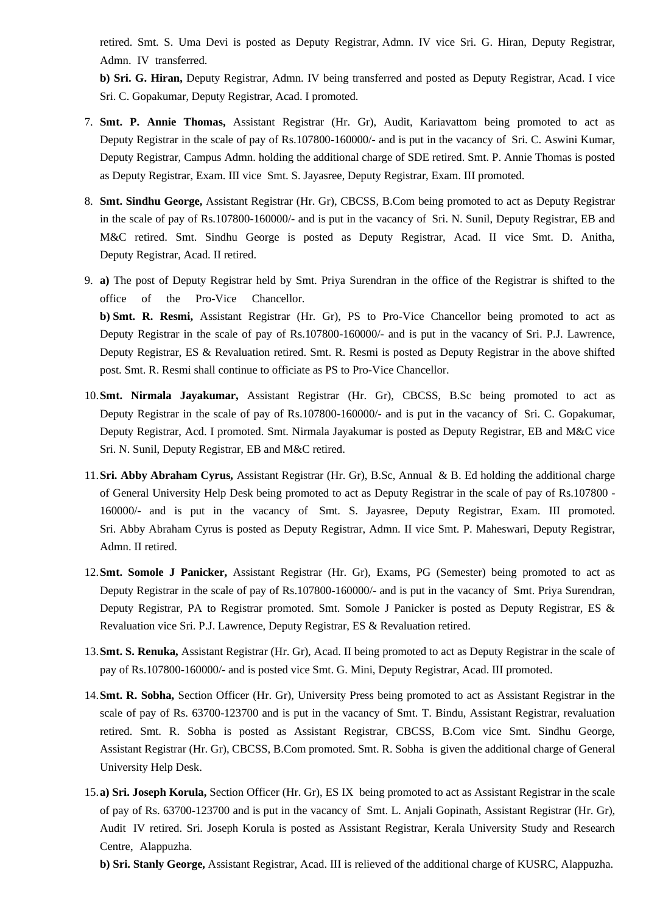retired. Smt. S. Uma Devi is posted as Deputy Registrar, Admn. IV vice Sri. G. Hiran, Deputy Registrar, Admn. IV transferred.

**b) Sri. G. Hiran,** Deputy Registrar, Admn. IV being transferred and posted as Deputy Registrar, Acad. I vice Sri. C. Gopakumar, Deputy Registrar, Acad. I promoted.

7. **Smt. P. Annie Thomas,** Assistant Registrar (Hr. Gr), Audit, Kariavattom being promoted to act as Deputy Registrar in the scale of pay of Rs.107800-160000/- and is put in the vacancy of Sri. C. Aswini Kumar, Deputy Registrar, Campus Admn. holding the additional charge of SDE retired. Smt. P. Annie Thomas is posted as Deputy Registrar, Exam. III vice Smt. S. Jayasree, Deputy Registrar, Exam. III promoted.

8. **Smt. Sindhu George,** Assistant Registrar (Hr. Gr), CBCSS, B.Com being promoted to act as Deputy Registrar in the scale of pay of Rs.107800-160000/- and is put in the vacancy of Sri. N. Sunil, Deputy Registrar, EB and M&C retired. Smt. Sindhu George is posted as Deputy Registrar, Acad. II vice Smt. D. Anitha, Deputy Registrar, Acad. II retired.

9. **a)** The post of Deputy Registrar held by Smt. Priya Surendran in the office of the Registrar is shifted to the office of the Pro-Vice Chancellor.

   **b) Smt. R. Resmi,** Assistant Registrar (Hr. Gr), PS to Pro-Vice Chancellor being promoted to act as Deputy Registrar in the scale of pay of Rs.107800-160000/- and is put in the vacancy of Sri. P.J. Lawrence, Deputy Registrar, ES & Revaluation retired. Smt. R. Resmi is posted as Deputy Registrar in the above shifted post. Smt. R. Resmi shall continue to officiate as PS to Pro-Vice Chancellor.

10. **Smt. Nirmala Jayakumar,** Assistant Registrar (Hr. Gr), CBCSS, B.Sc being promoted to act as Deputy Registrar in the scale of pay of Rs.107800-160000/- and is put in the vacancy of Sri. C. Gopakumar, Deputy Registrar, Acd. I promoted. Smt. Nirmala Jayakumar is posted as Deputy Registrar, EB and M&C vice Sri. N. Sunil, Deputy Registrar, EB and M&C retired.

11. **Sri. Abby Abraham Cyrus,** Assistant Registrar (Hr. Gr), B.Sc, Annual & B. Ed holding the additional charge of General University Help Desk being promoted to act as Deputy Registrar in the scale of pay of Rs.107800 - 160000/- and is put in the vacancy of Smt. S. Jayasree, Deputy Registrar, Exam. III promoted. Sri. Abby Abraham Cyrus is posted as Deputy Registrar, Admn. II vice Smt. P. Maheswari, Deputy Registrar, Admn. II retired.

12. **Smt. Somole J Panicker,** Assistant Registrar (Hr. Gr), Exams, PG (Semester) being promoted to act as Deputy Registrar in the scale of pay of Rs.107800-160000/- and is put in the vacancy of Smt. Priya Surendran, Deputy Registrar, PA to Registrar promoted. Smt. Somole J Panicker is posted as Deputy Registrar, ES & Revaluation vice Sri. P.J. Lawrence, Deputy Registrar, ES & Revaluation retired.

13. **Smt. S. Renuka,** Assistant Registrar (Hr. Gr), Acad. II being promoted to act as Deputy Registrar in the scale of pay of Rs.107800-160000/- and is posted vice Smt. G. Mini, Deputy Registrar, Acad. III promoted.

14. **Smt. R. Sobha,** Section Officer (Hr. Gr), University Press being promoted to act as Assistant Registrar in the scale of pay of Rs. 63700-123700 and is put in the vacancy of Smt. T. Bindu, Assistant Registrar, revaluation retired. Smt. R. Sobha is posted as Assistant Registrar, CBCSS, B.Com vice Smt. Sindhu George, Assistant Registrar (Hr. Gr), CBCSS, B.Com promoted. Smt. R. Sobha is given the additional charge of General University Help Desk.

15. **a) Sri. Joseph Korula,** Section Officer (Hr. Gr), ES IX being promoted to act as Assistant Registrar in the scale of pay of Rs. 63700-123700 and is put in the vacancy of Smt. L. Anjali Gopinath, Assistant Registrar (Hr. Gr), Audit IV retired. Sri. Joseph Korula is posted as Assistant Registrar, Kerala University Study and Research Centre, Alappuzha.

    **b) Sri. Stanly George,** Assistant Registrar, Acad. III is relieved of the additional charge of KUSRC, Alappuzha.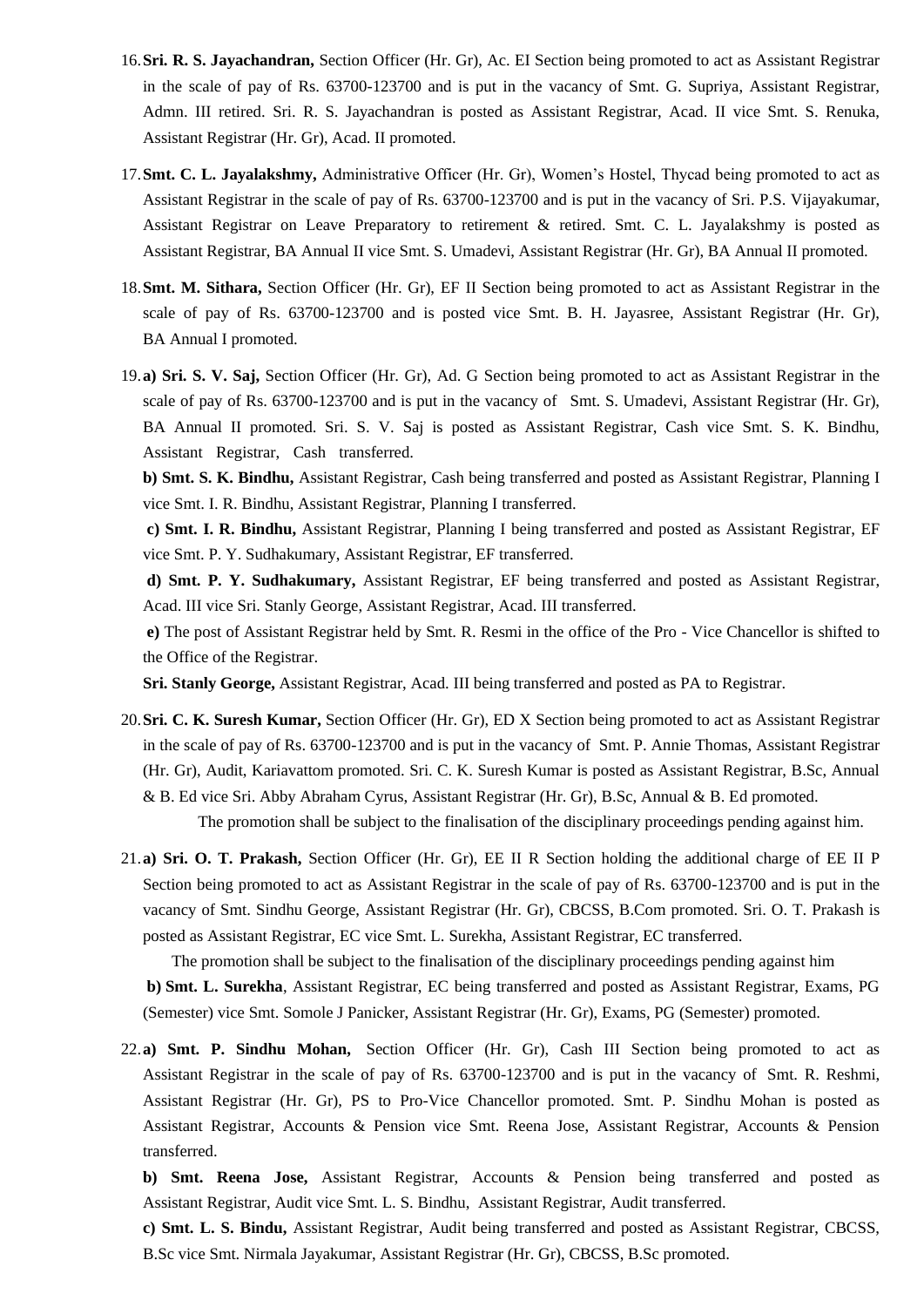16. **Sri. R. S. Jayachandran,** Section Officer (Hr. Gr), Ac. EI Section being promoted to act as Assistant Registrar in the scale of pay of Rs. 63700-123700 and is put in the vacancy of Smt. G. Supriya, Assistant Registrar, Admn. III retired. Sri. R. S. Jayachandran is posted as Assistant Registrar, Acad. II vice Smt. S. Renuka, Assistant Registrar (Hr. Gr), Acad. II promoted.

17. **Smt. C. L. Jayalakshmy,** Administrative Officer (Hr. Gr), Women's Hostel, Thycad being promoted to act as Assistant Registrar in the scale of pay of Rs. 63700-123700 and is put in the vacancy of Sri. P.S. Vijayakumar, Assistant Registrar on Leave Preparatory to retirement & retired. Smt. C. L. Jayalakshmy is posted as Assistant Registrar, BA Annual II vice Smt. S. Umadevi, Assistant Registrar (Hr. Gr), BA Annual II promoted.

18. **Smt. M. Sithara,** Section Officer (Hr. Gr), EF II Section being promoted to act as Assistant Registrar in the scale of pay of Rs. 63700-123700 and is posted vice Smt. B. H. Jayasree, Assistant Registrar (Hr. Gr), BA Annual I promoted.

19. **a) Sri. S. V. Saj,** Section Officer (Hr. Gr), Ad. G Section being promoted to act as Assistant Registrar in the scale of pay of Rs. 63700-123700 and is put in the vacancy of Smt. S. Umadevi, Assistant Registrar (Hr. Gr), BA Annual II promoted. Sri. S. V. Saj is posted as Assistant Registrar, Cash vice Smt. S. K. Bindhu, Assistant Registrar, Cash transferred.

    **b) Smt. S. K. Bindhu,** Assistant Registrar, Cash being transferred and posted as Assistant Registrar, Planning I vice Smt. I. R. Bindhu, Assistant Registrar, Planning I transferred.

    **c) Smt. I. R. Bindhu,** Assistant Registrar, Planning I being transferred and posted as Assistant Registrar, EF vice Smt. P. Y. Sudhakumary, Assistant Registrar, EF transferred.

    **d) Smt. P. Y. Sudhakumary,** Assistant Registrar, EF being transferred and posted as Assistant Registrar, Acad. III vice Sri. Stanly George, Assistant Registrar, Acad. III transferred.

    **e)** The post of Assistant Registrar held by Smt. R. Resmi in the office of the Pro - Vice Chancellor is shifted to the Office of the Registrar.

    **Sri. Stanly George,** Assistant Registrar, Acad. III being transferred and posted as PA to Registrar.

20. **Sri. C. K. Suresh Kumar,** Section Officer (Hr. Gr), ED X Section being promoted to act as Assistant Registrar in the scale of pay of Rs. 63700-123700 and is put in the vacancy of Smt. P. Annie Thomas, Assistant Registrar (Hr. Gr), Audit, Kariavattom promoted. Sri. C. K. Suresh Kumar is posted as Assistant Registrar, B.Sc, Annual & B. Ed vice Sri. Abby Abraham Cyrus, Assistant Registrar (Hr. Gr), B.Sc, Annual & B. Ed promoted.

    The promotion shall be subject to the finalisation of the disciplinary proceedings pending against him.

21. **a) Sri. O. T. Prakash,** Section Officer (Hr. Gr), EE II R Section holding the additional charge of EE II P Section being promoted to act as Assistant Registrar in the scale of pay of Rs. 63700-123700 and is put in the vacancy of Smt. Sindhu George, Assistant Registrar (Hr. Gr), CBCSS, B.Com promoted. Sri. O. T. Prakash is posted as Assistant Registrar, EC vice Smt. L. Surekha, Assistant Registrar, EC transferred.

    The promotion shall be subject to the finalisation of the disciplinary proceedings pending against him

    **b) Smt. L. Surekha**, Assistant Registrar, EC being transferred and posted as Assistant Registrar, Exams, PG (Semester) vice Smt. Somole J Panicker, Assistant Registrar (Hr. Gr), Exams, PG (Semester) promoted.

22. **a) Smt. P. Sindhu Mohan,** Section Officer (Hr. Gr), Cash III Section being promoted to act as Assistant Registrar in the scale of pay of Rs. 63700-123700 and is put in the vacancy of Smt. R. Reshmi, Assistant Registrar (Hr. Gr), PS to Pro-Vice Chancellor promoted. Smt. P. Sindhu Mohan is posted as Assistant Registrar, Accounts & Pension vice Smt. Reena Jose, Assistant Registrar, Accounts & Pension transferred.

    **b) Smt. Reena Jose,** Assistant Registrar, Accounts & Pension being transferred and posted as Assistant Registrar, Audit vice Smt. L. S. Bindhu, Assistant Registrar, Audit transferred.

    **c) Smt. L. S. Bindu,** Assistant Registrar, Audit being transferred and posted as Assistant Registrar, CBCSS, B.Sc vice Smt. Nirmala Jayakumar, Assistant Registrar (Hr. Gr), CBCSS, B.Sc promoted.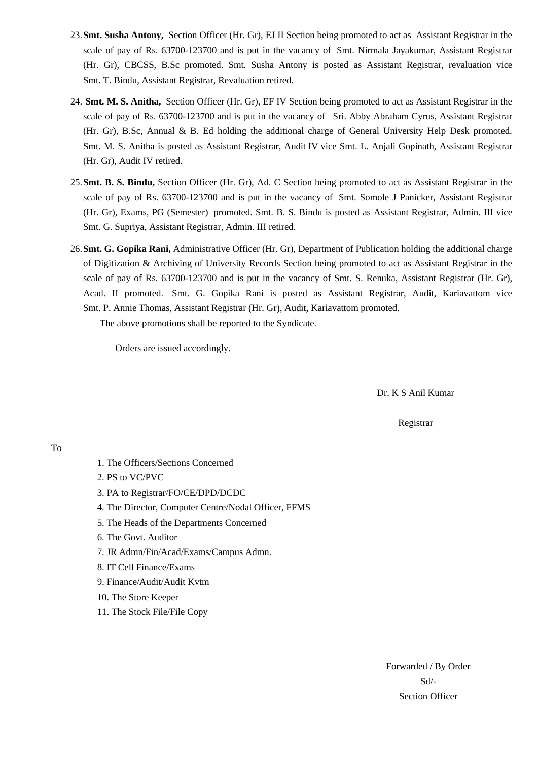23. **Smt. Susha Antony,** Section Officer (Hr. Gr), EJ II Section being promoted to act as Assistant Registrar in the scale of pay of Rs. 63700-123700 and is put in the vacancy of Smt. Nirmala Jayakumar, Assistant Registrar (Hr. Gr), CBCSS, B.Sc promoted. Smt. Susha Antony is posted as Assistant Registrar, revaluation vice Smt. T. Bindu, Assistant Registrar, Revaluation retired.

24. **Smt. M. S. Anitha,** Section Officer (Hr. Gr), EF IV Section being promoted to act as Assistant Registrar in the scale of pay of Rs. 63700-123700 and is put in the vacancy of Sri. Abby Abraham Cyrus, Assistant Registrar (Hr. Gr), B.Sc, Annual & B. Ed holding the additional charge of General University Help Desk promoted. Smt. M. S. Anitha is posted as Assistant Registrar, Audit IV vice Smt. L. Anjali Gopinath, Assistant Registrar (Hr. Gr), Audit IV retired.

25. **Smt. B. S. Bindu,** Section Officer (Hr. Gr), Ad. C Section being promoted to act as Assistant Registrar in the scale of pay of Rs. 63700-123700 and is put in the vacancy of Smt. Somole J Panicker, Assistant Registrar (Hr. Gr), Exams, PG (Semester) promoted. Smt. B. S. Bindu is posted as Assistant Registrar, Admin. III vice Smt. G. Supriya, Assistant Registrar, Admin. III retired.

26. **Smt. G. Gopika Rani,** Administrative Officer (Hr. Gr), Department of Publication holding the additional charge of Digitization & Archiving of University Records Section being promoted to act as Assistant Registrar in the scale of pay of Rs. 63700-123700 and is put in the vacancy of Smt. S. Renuka, Assistant Registrar (Hr. Gr), Acad. II promoted. Smt. G. Gopika Rani is posted as Assistant Registrar, Audit, Kariavattom vice Smt. P. Annie Thomas, Assistant Registrar (Hr. Gr), Audit, Kariavattom promoted.

The above promotions shall be reported to the Syndicate.

Orders are issued accordingly.

Dr. K S Anil Kumar

Registrar

To

1. The Officers/Sections Concerned
2. PS to VC/PVC
3. PA to Registrar/FO/CE/DPD/DCDC
4. The Director, Computer Centre/Nodal Officer, FFMS
5. The Heads of the Departments Concerned
6. The Govt. Auditor
7. JR Admn/Fin/Acad/Exams/Campus Admn.
8. IT Cell Finance/Exams
9. Finance/Audit/Audit Kvtm
10. The Store Keeper
11. The Stock File/File Copy

Forwarded / By Order

Sd/-

Section Officer